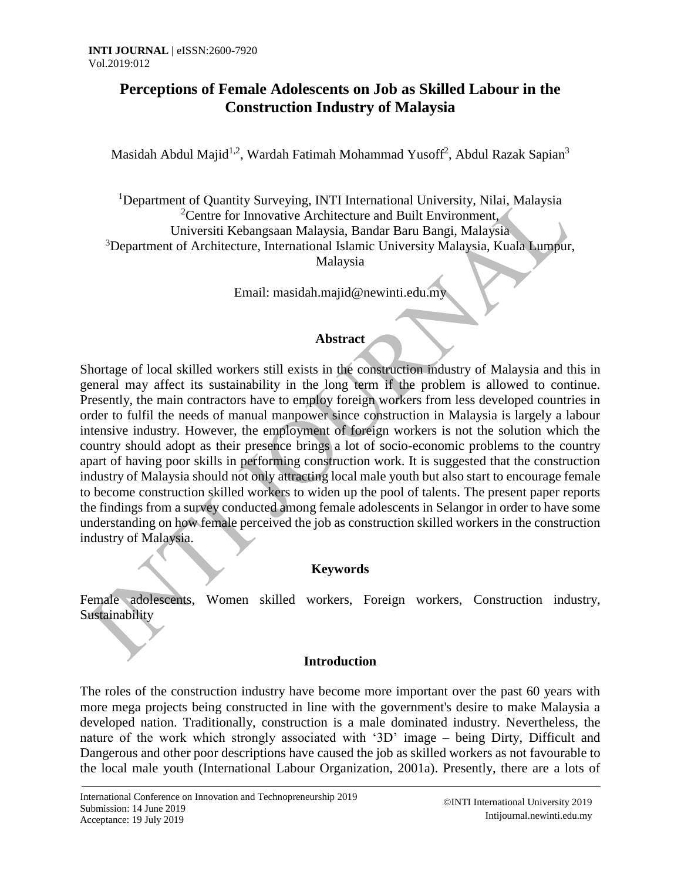# Perceptions of Female Adolescents on Job as Skilled Labour in the Construction Industry of Malaysia

Masidah Abdul Majid[1,2], Wardah Fatimah Mohammad Yusoff[2], Abdul Razak Sapian[3]

[1]Department of Quantity Surveying, INTI International University, Nilai, Malaysia
[2]Centre for Innovative Architecture and Built Environment, Universiti Kebangsaan Malaysia, Bandar Baru Bangi, Malaysia
[3]Department of Architecture, International Islamic University Malaysia, Kuala Lumpur, Malaysia

Email: masidah.majid@newinti.edu.my

## Abstract

Shortage of local skilled workers still exists in the construction industry of Malaysia and this in general may affect its sustainability in the long term if the problem is allowed to continue. Presently, the main contractors have to employ foreign workers from less developed countries in order to fulfil the needs of manual manpower since construction in Malaysia is largely a labour intensive industry. However, the employment of foreign workers is not the solution which the country should adopt as their presence brings a lot of socio-economic problems to the country apart of having poor skills in performing construction work. It is suggested that the construction industry of Malaysia should not only attracting local male youth but also start to encourage female to become construction skilled workers to widen up the pool of talents. The present paper reports the findings from a survey conducted among female adolescents in Selangor in order to have some understanding on how female perceived the job as construction skilled workers in the construction industry of Malaysia.

## Keywords

Female adolescents, Women skilled workers, Foreign workers, Construction industry, Sustainability

## Introduction

The roles of the construction industry have become more important over the past 60 years with more mega projects being constructed in line with the government's desire to make Malaysia a developed nation. Traditionally, construction is a male dominated industry. Nevertheless, the nature of the work which strongly associated with '3D' image – being Dirty, Difficult and Dangerous and other poor descriptions have caused the job as skilled workers as not favourable to the local male youth (International Labour Organization, 2001a). Presently, there are a lots of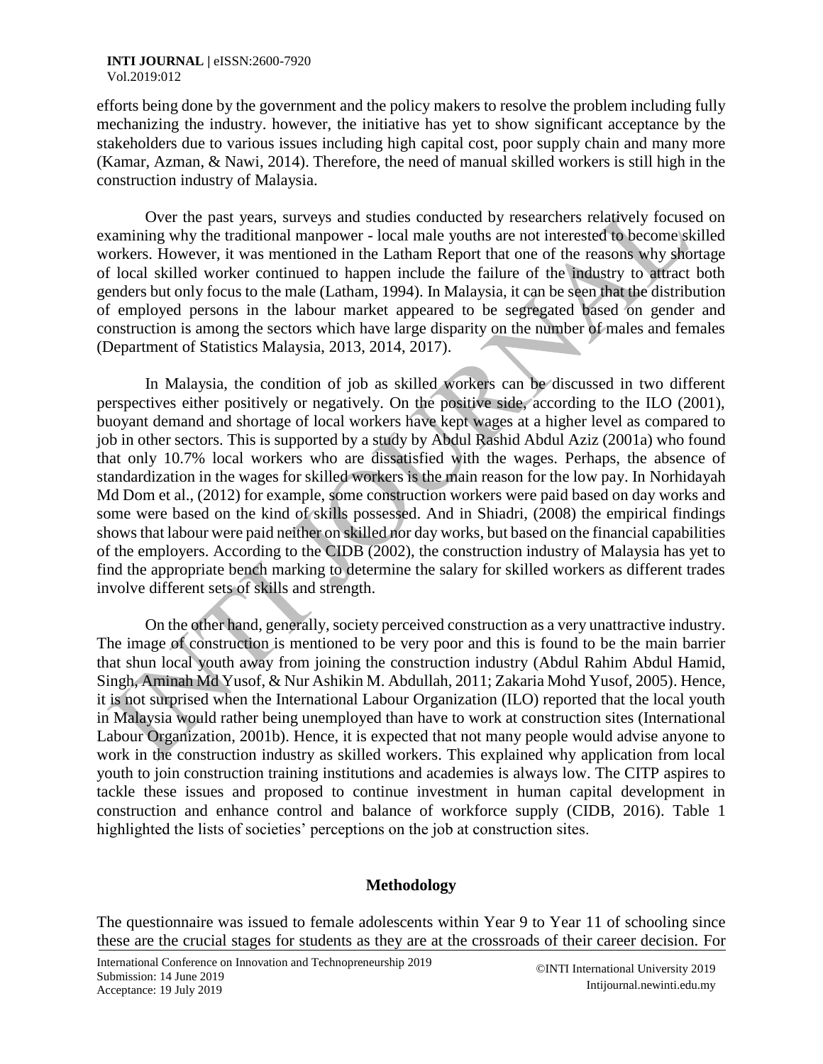efforts being done by the government and the policy makers to resolve the problem including fully mechanizing the industry. however, the initiative has yet to show significant acceptance by the stakeholders due to various issues including high capital cost, poor supply chain and many more (Kamar, Azman, & Nawi, 2014). Therefore, the need of manual skilled workers is still high in the construction industry of Malaysia.

Over the past years, surveys and studies conducted by researchers relatively focused on examining why the traditional manpower - local male youths are not interested to become skilled workers. However, it was mentioned in the Latham Report that one of the reasons why shortage of local skilled worker continued to happen include the failure of the industry to attract both genders but only focus to the male (Latham, 1994). In Malaysia, it can be seen that the distribution of employed persons in the labour market appeared to be segregated based on gender and construction is among the sectors which have large disparity on the number of males and females (Department of Statistics Malaysia, 2013, 2014, 2017).

In Malaysia, the condition of job as skilled workers can be discussed in two different perspectives either positively or negatively. On the positive side, according to the ILO (2001), buoyant demand and shortage of local workers have kept wages at a higher level as compared to job in other sectors. This is supported by a study by Abdul Rashid Abdul Aziz (2001a) who found that only 10.7% local workers who are dissatisfied with the wages. Perhaps, the absence of standardization in the wages for skilled workers is the main reason for the low pay. In Norhidayah Md Dom et al., (2012) for example, some construction workers were paid based on day works and some were based on the kind of skills possessed. And in Shiadri, (2008) the empirical findings shows that labour were paid neither on skilled nor day works, but based on the financial capabilities of the employers. According to the CIDB (2002), the construction industry of Malaysia has yet to find the appropriate bench marking to determine the salary for skilled workers as different trades involve different sets of skills and strength.

On the other hand, generally, society perceived construction as a very unattractive industry. The image of construction is mentioned to be very poor and this is found to be the main barrier that shun local youth away from joining the construction industry (Abdul Rahim Abdul Hamid, Singh, Aminah Md Yusof, & Nur Ashikin M. Abdullah, 2011; Zakaria Mohd Yusof, 2005). Hence, it is not surprised when the International Labour Organization (ILO) reported that the local youth in Malaysia would rather being unemployed than have to work at construction sites (International Labour Organization, 2001b). Hence, it is expected that not many people would advise anyone to work in the construction industry as skilled workers. This explained why application from local youth to join construction training institutions and academies is always low. The CITP aspires to tackle these issues and proposed to continue investment in human capital development in construction and enhance control and balance of workforce supply (CIDB, 2016). Table 1 highlighted the lists of societies' perceptions on the job at construction sites.

## Methodology

The questionnaire was issued to female adolescents within Year 9 to Year 11 of schooling since these are the crucial stages for students as they are at the crossroads of their career decision. For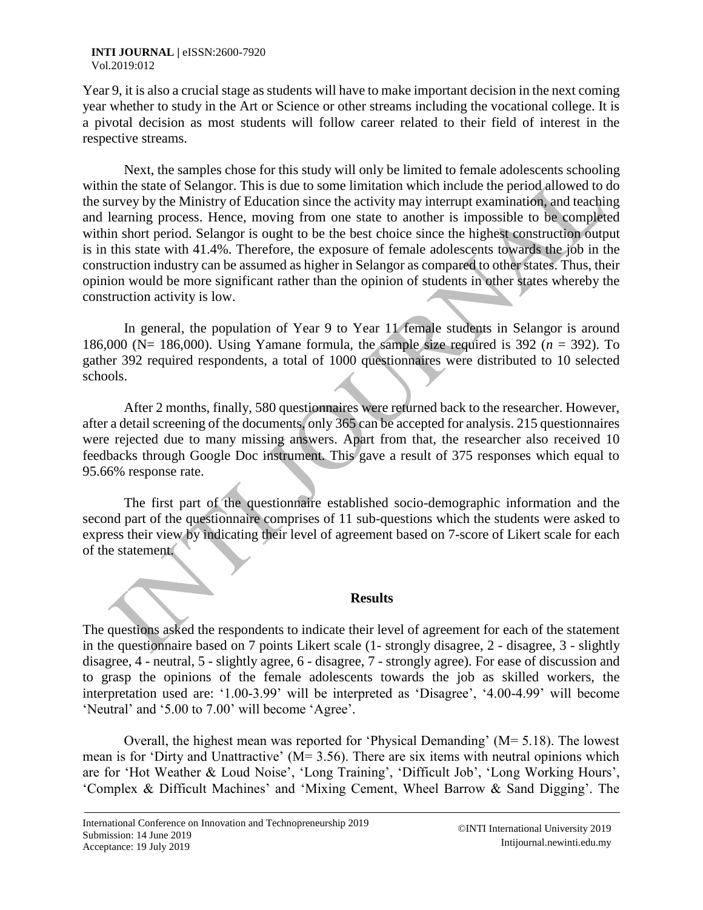Year 9, it is also a crucial stage as students will have to make important decision in the next coming year whether to study in the Art or Science or other streams including the vocational college. It is a pivotal decision as most students will follow career related to their field of interest in the respective streams.

Next, the samples chose for this study will only be limited to female adolescents schooling within the state of Selangor. This is due to some limitation which include the period allowed to do the survey by the Ministry of Education since the activity may interrupt examination, and teaching and learning process. Hence, moving from one state to another is impossible to be completed within short period. Selangor is ought to be the best choice since the highest construction output is in this state with 41.4%. Therefore, the exposure of female adolescents towards the job in the construction industry can be assumed as higher in Selangor as compared to other states. Thus, their opinion would be more significant rather than the opinion of students in other states whereby the construction activity is low.

In general, the population of Year 9 to Year 11 female students in Selangor is around 186,000 (N= 186,000). Using Yamane formula, the sample size required is 392 ($n$ = 392). To gather 392 required respondents, a total of 1000 questionnaires were distributed to 10 selected schools.

After 2 months, finally, 580 questionnaires were returned back to the researcher. However, after a detail screening of the documents, only 365 can be accepted for analysis. 215 questionnaires were rejected due to many missing answers. Apart from that, the researcher also received 10 feedbacks through Google Doc instrument. This gave a result of 375 responses which equal to 95.66% response rate.

The first part of the questionnaire established socio-demographic information and the second part of the questionnaire comprises of 11 sub-questions which the students were asked to express their view by indicating their level of agreement based on 7-score of Likert scale for each of the statement.

## Results

The questions asked the respondents to indicate their level of agreement for each of the statement in the questionnaire based on 7 points Likert scale (1- strongly disagree, 2 - disagree, 3 - slightly disagree, 4 - neutral, 5 - slightly agree, 6 - disagree, 7 - strongly agree). For ease of discussion and to grasp the opinions of the female adolescents towards the job as skilled workers, the interpretation used are: '1.00-3.99' will be interpreted as 'Disagree', '4.00-4.99' will become 'Neutral' and '5.00 to 7.00' will become 'Agree'.

Overall, the highest mean was reported for 'Physical Demanding' (M= 5.18). The lowest mean is for 'Dirty and Unattractive' (M= 3.56). There are six items with neutral opinions which are for 'Hot Weather & Loud Noise', 'Long Training', 'Difficult Job', 'Long Working Hours', 'Complex & Difficult Machines' and 'Mixing Cement, Wheel Barrow & Sand Digging'. The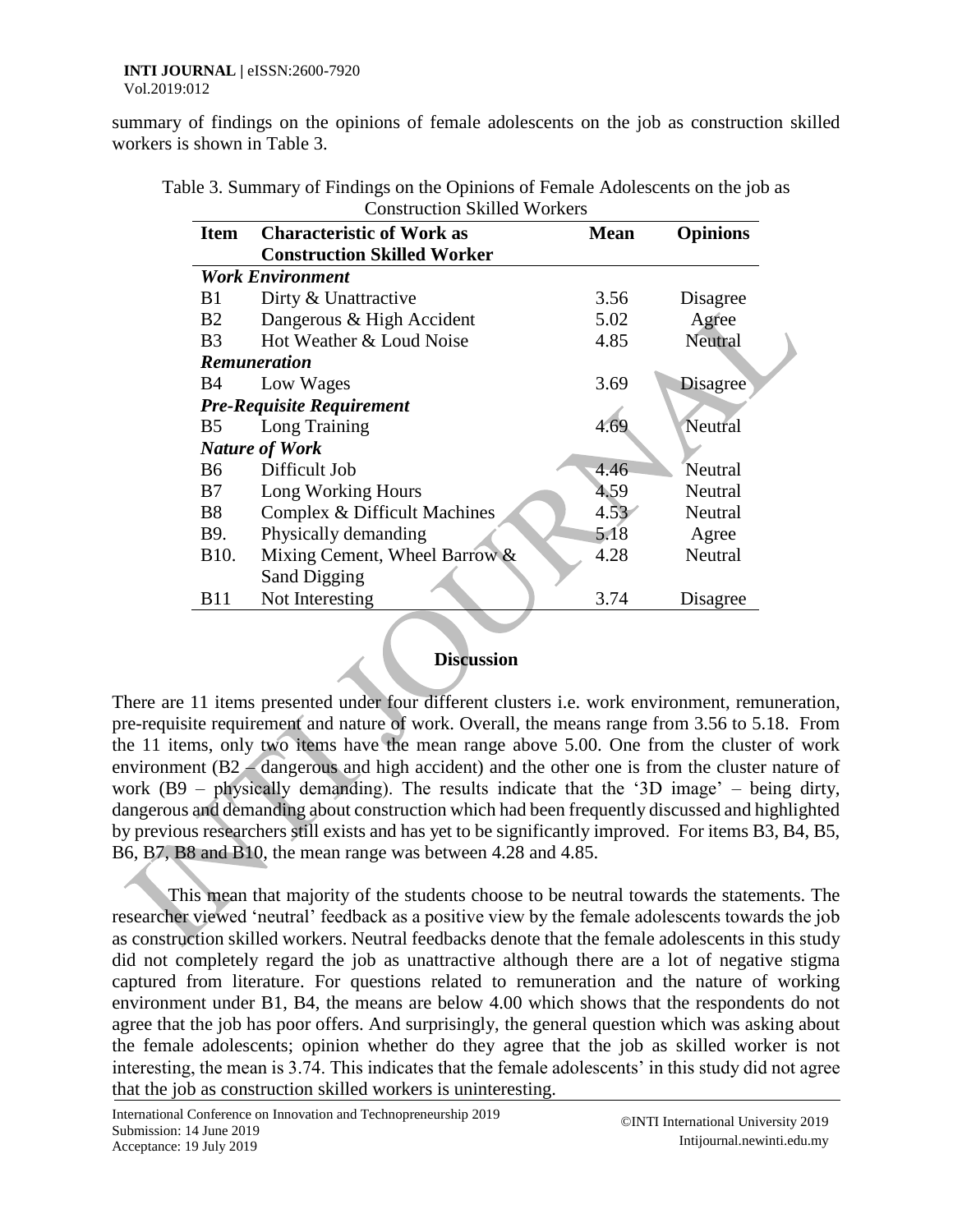summary of findings on the opinions of female adolescents on the job as construction skilled workers is shown in Table 3.

Table 3. Summary of Findings on the Opinions of Female Adolescents on the job as Construction Skilled Workers

| Item | Characteristic of Work as Construction Skilled Worker | Mean | Opinions |
|---|---|---|---|
| ***Work Environment*** | | | |
| B1 | Dirty & Unattractive | 3.56 | Disagree |
| B2 | Dangerous & High Accident | 5.02 | Agree |
| B3 | Hot Weather & Loud Noise | 4.85 | Neutral |
| ***Remuneration*** | | | |
| B4 | Low Wages | 3.69 | Disagree |
| ***Pre-Requisite Requirement*** | | | |
| B5 | Long Training | 4.69 | Neutral |
| ***Nature of Work*** | | | |
| B6 | Difficult Job | 4.46 | Neutral |
| B7 | Long Working Hours | 4.59 | Neutral |
| B8 | Complex & Difficult Machines | 4.53 | Neutral |
| B9. | Physically demanding | 5.18 | Agree |
| B10. | Mixing Cement, Wheel Barrow & Sand Digging | 4.28 | Neutral |
| B11 | Not Interesting | 3.74 | Disagree |

## Discussion

There are 11 items presented under four different clusters i.e. work environment, remuneration, pre-requisite requirement and nature of work. Overall, the means range from 3.56 to 5.18. From the 11 items, only two items have the mean range above 5.00. One from the cluster of work environment (B2 – dangerous and high accident) and the other one is from the cluster nature of work (B9 – physically demanding). The results indicate that the '3D image' – being dirty, dangerous and demanding about construction which had been frequently discussed and highlighted by previous researchers still exists and has yet to be significantly improved. For items B3, B4, B5, B6, B7, B8 and B10, the mean range was between 4.28 and 4.85.

This mean that majority of the students choose to be neutral towards the statements. The researcher viewed 'neutral' feedback as a positive view by the female adolescents towards the job as construction skilled workers. Neutral feedbacks denote that the female adolescents in this study did not completely regard the job as unattractive although there are a lot of negative stigma captured from literature. For questions related to remuneration and the nature of working environment under B1, B4, the means are below 4.00 which shows that the respondents do not agree that the job has poor offers. And surprisingly, the general question which was asking about the female adolescents; opinion whether do they agree that the job as skilled worker is not interesting, the mean is 3.74. This indicates that the female adolescents' in this study did not agree that the job as construction skilled workers is uninteresting.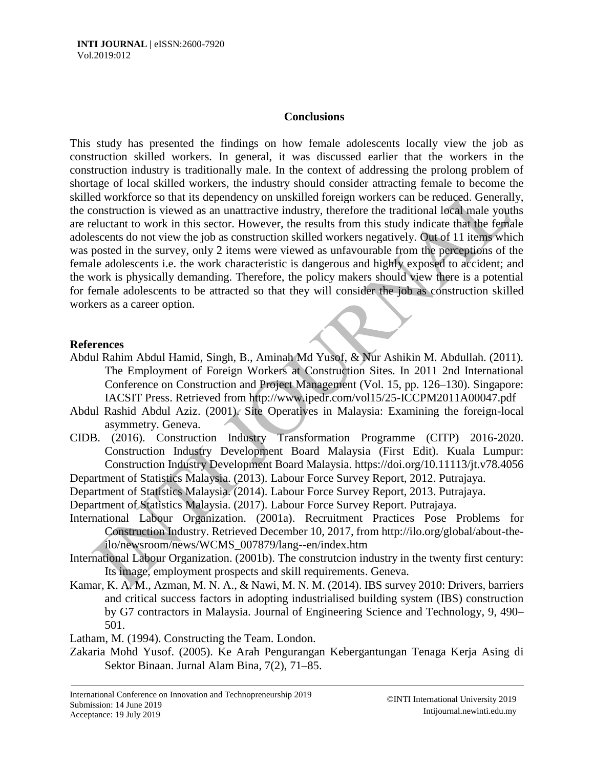## Conclusions

This study has presented the findings on how female adolescents locally view the job as construction skilled workers. In general, it was discussed earlier that the workers in the construction industry is traditionally male. In the context of addressing the prolong problem of shortage of local skilled workers, the industry should consider attracting female to become the skilled workforce so that its dependency on unskilled foreign workers can be reduced. Generally, the construction is viewed as an unattractive industry, therefore the traditional local male youths are reluctant to work in this sector. However, the results from this study indicate that the female adolescents do not view the job as construction skilled workers negatively. Out of 11 items which was posted in the survey, only 2 items were viewed as unfavourable from the perceptions of the female adolescents i.e. the work characteristic is dangerous and highly exposed to accident; and the work is physically demanding. Therefore, the policy makers should view there is a potential for female adolescents to be attracted so that they will consider the job as construction skilled workers as a career option.

## References

Abdul Rahim Abdul Hamid, Singh, B., Aminah Md Yusof, & Nur Ashikin M. Abdullah. (2011). The Employment of Foreign Workers at Construction Sites. In 2011 2nd International Conference on Construction and Project Management (Vol. 15, pp. 126–130). Singapore: IACSIT Press. Retrieved from http://www.ipedr.com/vol15/25-ICCPM2011A00047.pdf

Abdul Rashid Abdul Aziz. (2001). Site Operatives in Malaysia: Examining the foreign-local asymmetry. Geneva.

CIDB. (2016). Construction Industry Transformation Programme (CITP) 2016-2020. Construction Industry Development Board Malaysia (First Edit). Kuala Lumpur: Construction Industry Development Board Malaysia. https://doi.org/10.11113/jt.v78.4056

Department of Statistics Malaysia. (2013). Labour Force Survey Report, 2012. Putrajaya.

Department of Statistics Malaysia. (2014). Labour Force Survey Report, 2013. Putrajaya.

Department of Statistics Malaysia. (2017). Labour Force Survey Report. Putrajaya.

International Labour Organization. (2001a). Recruitment Practices Pose Problems for Construction Industry. Retrieved December 10, 2017, from http://ilo.org/global/about-the-ilo/newsroom/news/WCMS_007879/lang--en/index.htm

International Labour Organization. (2001b). The construtcion industry in the twenty first century: Its image, employment prospects and skill requirements. Geneva.

Kamar, K. A. M., Azman, M. N. A., & Nawi, M. N. M. (2014). IBS survey 2010: Drivers, barriers and critical success factors in adopting industrialised building system (IBS) construction by G7 contractors in Malaysia. Journal of Engineering Science and Technology, 9, 490–501.

Latham, M. (1994). Constructing the Team. London.

Zakaria Mohd Yusof. (2005). Ke Arah Pengurangan Kebergantungan Tenaga Kerja Asing di Sektor Binaan. Jurnal Alam Bina, 7(2), 71–85.